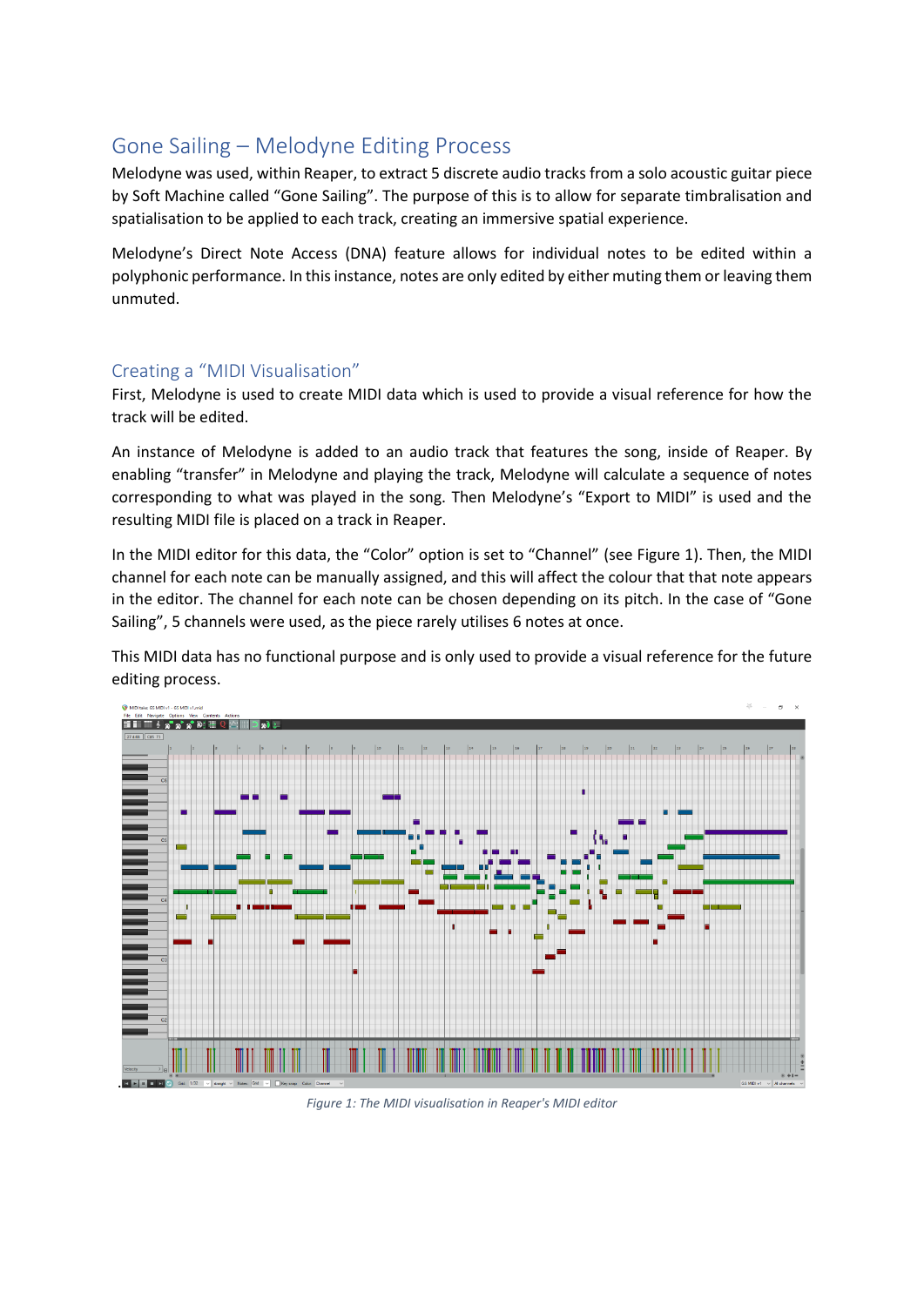## Gone Sailing – Melodyne Editing Process

Melodyne was used, within Reaper, to extract 5 discrete audio tracks from a solo acoustic guitar piece by Soft Machine called “Gone Sailing”. The purpose of this is to allow for separate timbralisation and spatialisation to be applied to each track, creating an immersive spatial experience.

Melodyne’s Direct Note Access (DNA) feature allows for individual notes to be edited within a polyphonic performance. In this instance, notes are only edited by either muting them or leaving them unmuted.

### Creating a “MIDI Visualisation”

First, Melodyne is used to create MIDI data which is used to provide a visual reference for how the track will be edited.

An instance of Melodyne is added to an audio track that features the song, inside of Reaper. By enabling “transfer” in Melodyne and playing the track, Melodyne will calculate a sequence of notes corresponding to what was played in the song. Then Melodyne’s “Export to MIDI” is used and the resulting MIDI file is placed on a track in Reaper.

In the MIDI editor for this data, the “Color” option is set to “Channel” (see Figure 1). Then, the MIDI channel for each note can be manually assigned, and this will affect the colour that that note appears in the editor. The channel for each note can be chosen depending on its pitch. In the case of “Gone Sailing”, 5 channels were used, as the piece rarely utilises 6 notes at once.

This MIDI data has no functional purpose and is only used to provide a visual reference for the future editing process.

*Figure 1: The MIDI visualisation in Reaper's MIDI editor*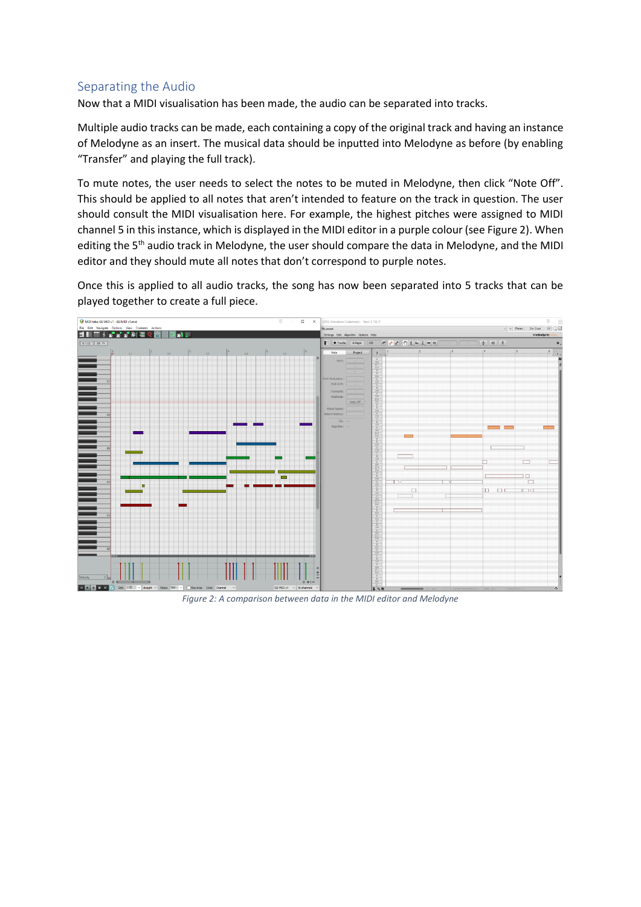## Separating the Audio

Now that a MIDI visualisation has been made, the audio can be separated into tracks.

Multiple audio tracks can be made, each containing a copy of the original track and having an instance of Melodyne as an insert. The musical data should be inputted into Melodyne as before (by enabling “Transfer” and playing the full track).

To mute notes, the user needs to select the notes to be muted in Melodyne, then click “Note Off”. This should be applied to all notes that aren’t intended to feature on the track in question. The user should consult the MIDI visualisation here. For example, the highest pitches were assigned to MIDI channel 5 in this instance, which is displayed in the MIDI editor in a purple colour (see Figure 2). When editing the 5th audio track in Melodyne, the user should compare the data in Melodyne, and the MIDI editor and they should mute all notes that don’t correspond to purple notes.

Once this is applied to all audio tracks, the song has now been separated into 5 tracks that can be played together to create a full piece.

*Figure 2: A comparison between data in the MIDI editor and Melodyne*